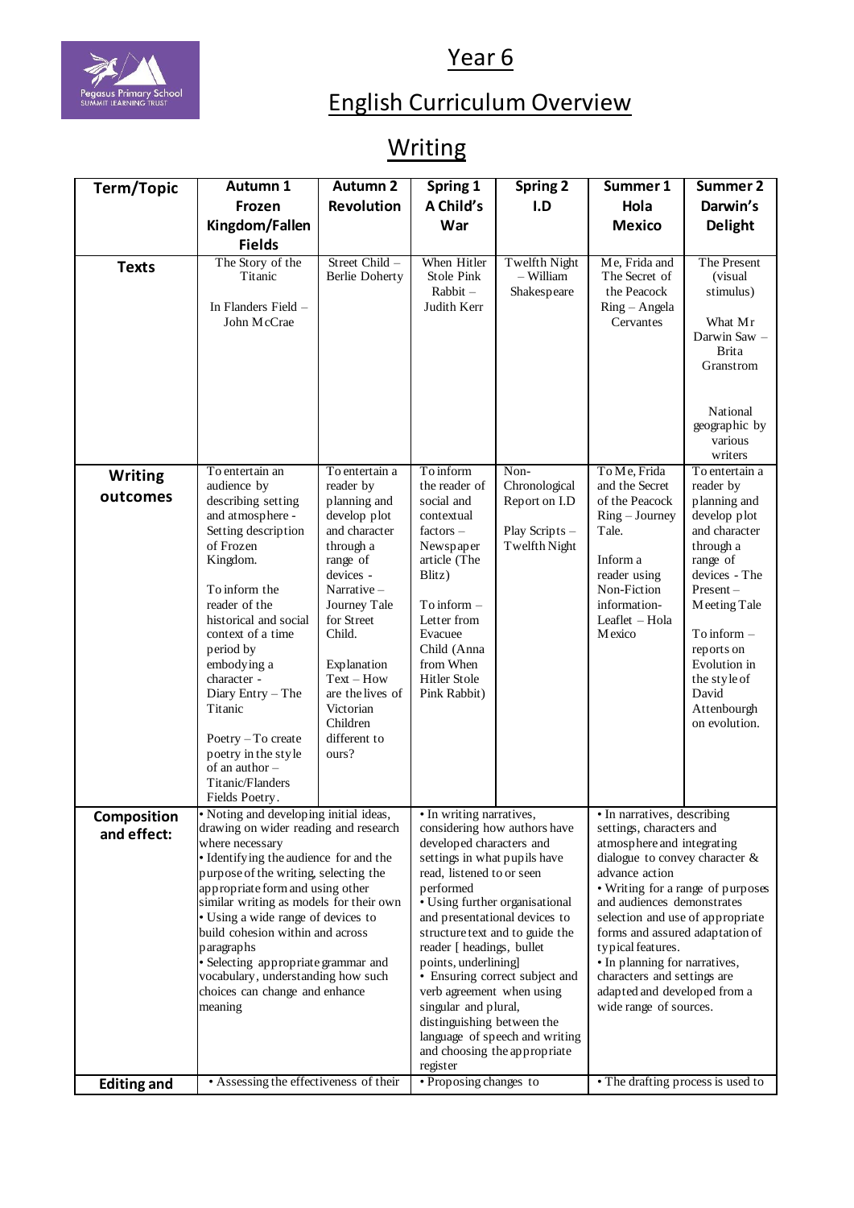# Year 6

# English Curriculum Overview

## Writing

| Term/Topic | Autumn 1 Frozen Kingdom/Fallen Fields | Autumn 2 Revolution | Spring 1 A Child's War | Spring 2 I.D | Summer 1 Hola Mexico | Summer 2 Darwin's Delight |
|---|---|---|---|---|---|---|
| **Texts** | The Story of the Titanic<br><br>In Flanders Field – John McCrae | Street Child – Berlie Doherty | When Hitler Stole Pink Rabbit – Judith Kerr | Twelfth Night – William Shakespeare | Me, Frida and The Secret of the Peacock Ring – Angela Cervantes | The Present (visual stimulus)<br><br>What Mr Darwin Saw – Brita Granstrom<br><br>National geographic by various writers |
| **Writing outcomes** | To entertain an audience by describing setting and atmosphere - Setting description of Frozen Kingdom.<br><br>To inform the reader of the historical and social context of a time period by embodying a character - Diary Entry – The Titanic<br><br>Poetry – To create poetry in the style of an author – Titanic/Flanders Fields Poetry. | To entertain a reader by planning and develop plot and character through a range of devices - Narrative – Journey Tale for Street Child.<br><br>Explanation Text – How are the lives of Victorian Children different to ours? | To inform the reader of social contextual factors – Newspaper article (The Blitz)<br><br>To inform – Letter from Evacuee Child (Anna from When Hitler Stole Pink Rabbit) | Non-Chronological Report on I.D<br><br>Play Scripts – Twelfth Night | To Me, Frida and the Secret of the Peacock Ring – Journey Tale.<br><br>Inform a reader using Non-Fiction information- Leaflet – Hola Mexico | To entertain a reader by planning and develop plot and character through a range of devices - The Present – Meeting Tale<br><br>To inform – reports on Evolution in the style of David Attenbourgh on evolution. |
| **Composition and effect:** | • Noting and developing initial ideas, drawing on wider reading and research where necessary<br>• Identifying the audience for and the purpose of the writing, selecting the appropriate form and using other similar writing as models for their own<br>• Using a wide range of devices to build cohesion within and across paragraphs<br>• Selecting appropriate grammar and vocabulary, understanding how such choices can change and enhance meaning | | • In writing narratives, considering how authors have developed characters and settings in what pupils have read, listened to or seen performed<br>• Using further organisational and presentational devices to structure text and to guide the reader [ headings, bullet points, underlining]<br>• Ensuring correct subject and verb agreement when using singular and plural, distinguishing between the language of speech and writing and choosing the appropriate register | | • In narratives, describing settings, characters and atmosphere and integrating dialogue to convey character & advance action<br>• Writing for a range of purposes and audiences demonstrates selection and use of appropriate forms and assured adaptation of typical features.<br>• In planning for narratives, characters and settings are adapted and developed from a wide range of sources. | |
| **Editing and** | • Assessing the effectiveness of their | | • Proposing changes to | | • The drafting process is used to | |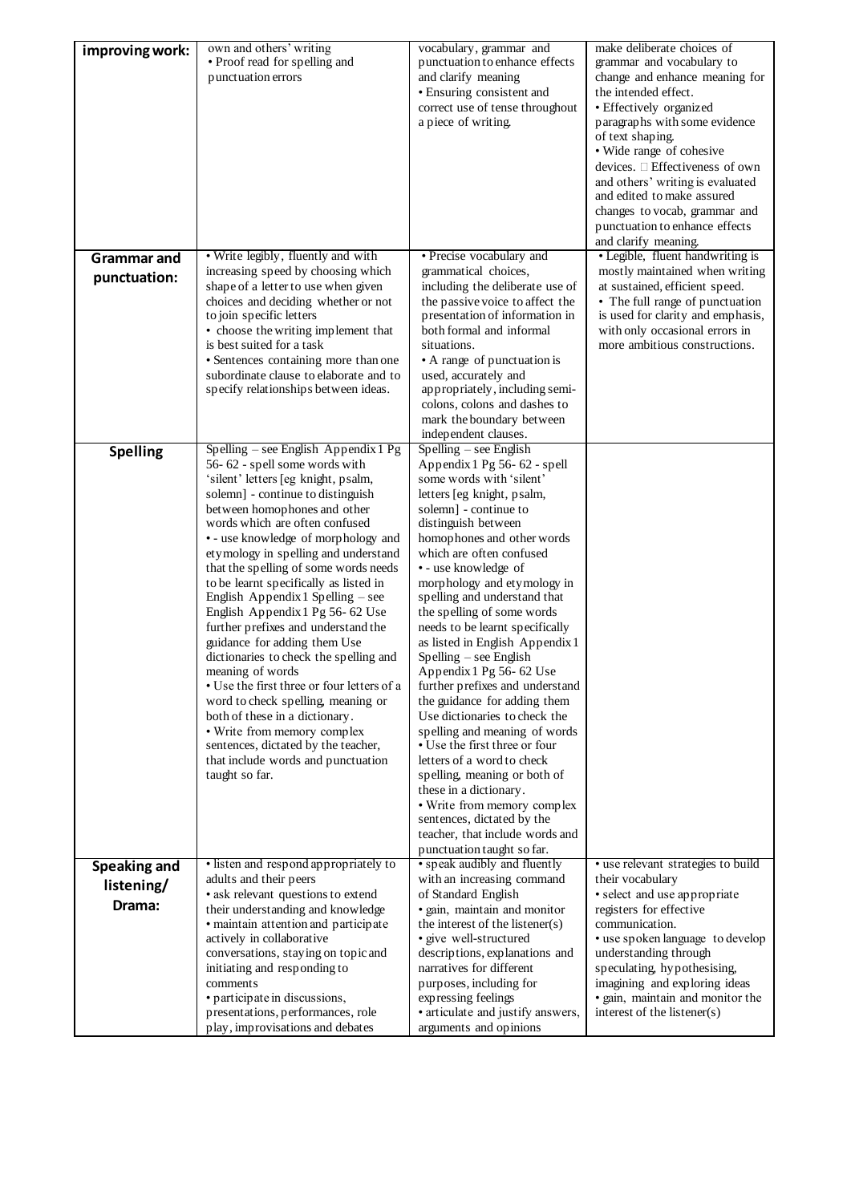| | | | |
|---|---|---|---|
| **improving work:** | own and others' writing<br>• Proof read for spelling and punctuation errors | vocabulary, grammar and punctuation to enhance effects and clarify meaning<br>• Ensuring consistent and correct use of tense throughout a piece of writing. | make deliberate choices of grammar and vocabulary to change and enhance meaning for the intended effect.<br>• Effectively organized paragraphs with some evidence of text shaping.<br>• Wide range of cohesive devices.  Effectiveness of own and others' writing is evaluated and edited to make assured changes to vocab, grammar and punctuation to enhance effects and clarify meaning. |
| **Grammar and punctuation:** | • Write legibly, fluently and with increasing speed by choosing which shape of a letter to use when given choices and deciding whether or not to join specific letters<br>• choose the writing implement that is best suited for a task<br>• Sentences containing more than one subordinate clause to elaborate and to specify relationships between ideas. | • Precise vocabulary and grammatical choices, including the deliberate use of the passive voice to affect the presentation of information in both formal and informal situations.<br>• A range of punctuation is used, accurately and appropriately, including semi-colons, colons and dashes to mark the boundary between independent clauses. | • Legible, fluent handwriting is mostly maintained when writing at sustained, efficient speed.<br>• The full range of punctuation is used for clarity and emphasis, with only occasional errors in more ambitious constructions. |
| **Spelling** | Spelling – see English Appendix 1 Pg 56- 62 - spell some words with 'silent' letters [eg knight, psalm, solemn] - continue to distinguish between homophones and other words which are often confused<br>• - use knowledge of morphology and etymology in spelling and understand that the spelling of some words needs to be learnt specifically as listed in English Appendix 1 Spelling – see English Appendix 1 Pg 56- 62 Use further prefixes and understand the guidance for adding them Use dictionaries to check the spelling and meaning of words<br>• Use the first three or four letters of a word to check spelling, meaning or both of these in a dictionary.<br>• Write from memory complex sentences, dictated by the teacher, that include words and punctuation taught so far. | Spelling – see English Appendix 1 Pg 56- 62 - spell some words with 'silent' letters [eg knight, psalm, solemn] - continue to distinguish between homophones and other words which are often confused<br>• - use knowledge of morphology and etymology in spelling and understand that the spelling of some words needs to be learnt specifically as listed in English Appendix 1 Spelling – see English Appendix 1 Pg 56- 62 Use further prefixes and understand the guidance for adding them Use dictionaries to check the spelling and meaning of words<br>• Use the first three or four letters of a word to check spelling, meaning or both of these in a dictionary.<br>• Write from memory complex sentences, dictated by the teacher, that include words and punctuation taught so far. | |
| **Speaking and listening/ Drama:** | • listen and respond appropriately to adults and their peers<br>• ask relevant questions to extend their understanding and knowledge<br>• maintain attention and participate actively in collaborative conversations, staying on topic and initiating and responding to comments<br>• participate in discussions, presentations, performances, role play, improvisations and debates | • speak audibly and fluently with an increasing command of Standard English<br>• gain, maintain and monitor the interest of the listener(s)<br>• give well-structured descriptions, explanations and narratives for different purposes, including for expressing feelings<br>• articulate and justify answers, arguments and opinions | • use relevant strategies to build their vocabulary<br>• select and use appropriate registers for effective communication.<br>• use spoken language to develop understanding through speculating, hypothesising, imagining and exploring ideas<br>• gain, maintain and monitor the interest of the listener(s) |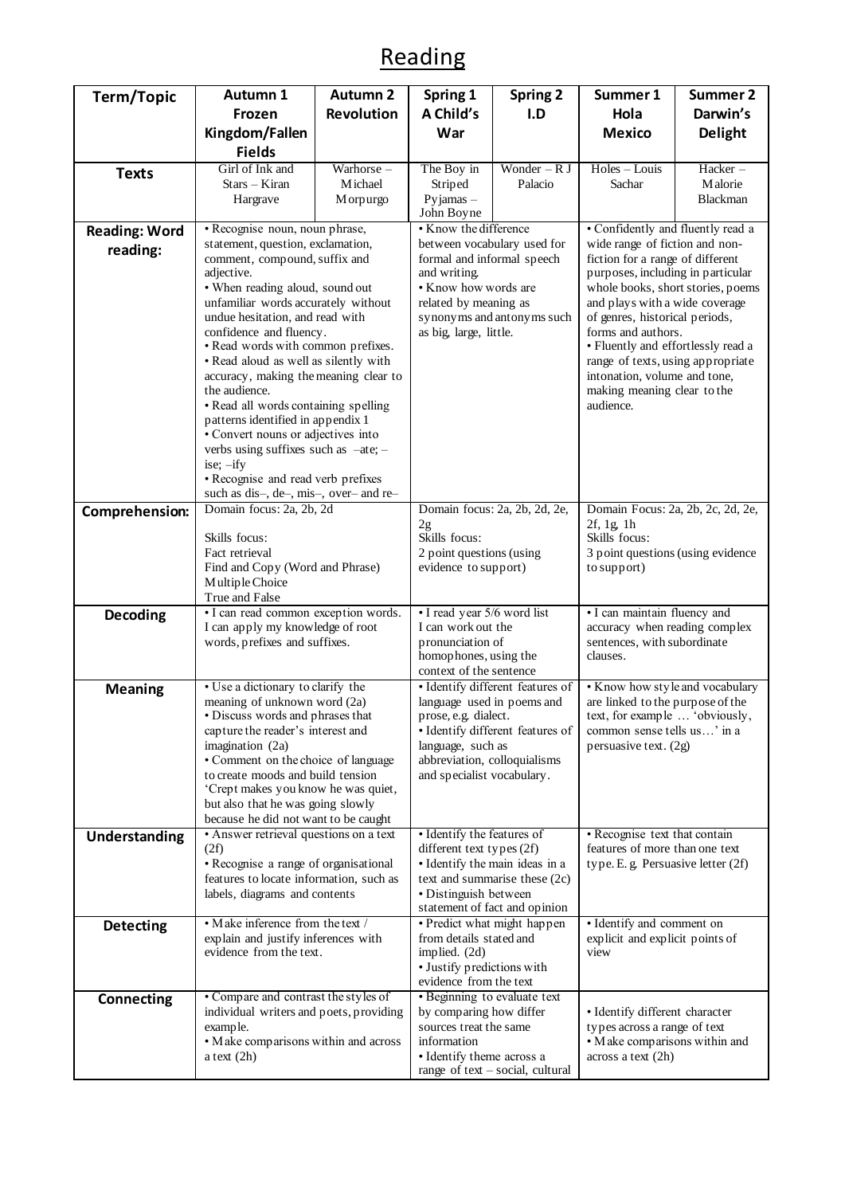# Reading

| Term/Topic | Autumn 1 Frozen Kingdom/Fallen Fields | Autumn 2 Revolution | Spring 1 A Child's War | Spring 2 I.D | Summer 1 Hola Mexico | Summer 2 Darwin's Delight |
|---|---|---|---|---|---|---|
| **Texts** | Girl of Ink and Stars – Kiran Hargrave | Warhorse – Michael Morpurgo | The Boy in Striped Pyjamas – John Boyne | Wonder – R J Palacio | Holes – Louis Sachar | Hacker – Malorie Blackman |
| **Reading: Word reading:** | • Recognise noun, noun phrase, statement, question, exclamation, comment, compound, suffix and adjective.<br>• When reading aloud, sound out unfamiliar words accurately without undue hesitation, and read with confidence and fluency.<br>• Read words with common prefixes.<br>• Read aloud as well as silently with accuracy, making the meaning clear to the audience.<br>• Read all words containing spelling patterns identified in appendix 1<br>• Convert nouns or adjectives into verbs using suffixes such as –ate; –ise; –ify<br>• Recognise and read verb prefixes such as dis–, de–, mis–, over– and re– | | • Know the difference between vocabulary used for formal and informal speech and writing.<br>• Know how words are related by meaning as synonyms and antonyms such as big, large, little. | | • Confidently and fluently read a wide range of fiction and non-fiction for a range of different purposes, including in particular whole books, short stories, poems and plays with a wide coverage of genres, historical periods, forms and authors.<br>• Fluently and effortlessly read a range of texts, using appropriate intonation, volume and tone, making meaning clear to the audience. | |
| **Comprehension:** | Domain focus: 2a, 2b, 2d<br><br>Skills focus:<br>Fact retrieval<br>Find and Copy (Word and Phrase)<br>Multiple Choice<br>True and False | | Domain focus: 2a, 2b, 2d, 2e, 2g<br>Skills focus:<br>2 point questions (using evidence to support) | | Domain Focus: 2a, 2b, 2c, 2d, 2e, 2f, 1g, 1h<br>Skills focus:<br>3 point questions (using evidence to support) | |
| **Decoding** | • I can read common exception words. I can apply my knowledge of root words, prefixes and suffixes. | | • I read year 5/6 word list<br>I can work out the pronunciation of homophones, using the context of the sentence | | • I can maintain fluency and accuracy when reading complex sentences, with subordinate clauses. | |
| **Meaning** | • Use a dictionary to clarify the meaning of unknown word (2a)<br>• Discuss words and phrases that capture the reader's interest and imagination (2a)<br>• Comment on the choice of language to create moods and build tension 'Crept makes you know he was quiet, but also that he was going slowly because he did not want to be caught | | • Identify different features of language used in poems and prose, e.g. dialect.<br>• Identify different features of language, such as abbreviation, colloquialisms and specialist vocabulary. | | • Know how style and vocabulary are linked to the purpose of the text, for example … 'obviously, common sense tells us…' in a persuasive text. (2g) | |
| **Understanding** | • Answer retrieval questions on a text (2f)<br>• Recognise a range of organisational features to locate information, such as labels, diagrams and contents | | • Identify the features of different text types (2f)<br>• Identify the main ideas in a text and summarise these (2c)<br>• Distinguish between statement of fact and opinion | | • Recognise text that contain features of more than one text type. E. g. Persuasive letter (2f) | |
| **Detecting** | • Make inference from the text / explain and justify inferences with evidence from the text. | | • Predict what might happen from details stated and implied. (2d)<br>• Justify predictions with evidence from the text | | • Identify and comment on explicit and explicit points of view | |
| **Connecting** | • Compare and contrast the styles of individual writers and poets, providing example.<br>• Make comparisons within and across a text (2h) | | • Beginning to evaluate text by comparing how differ sources treat the same information<br>• Identify theme across a range of text – social, cultural | | • Identify different character types across a range of text<br>• Make comparisons within and across a text (2h) | |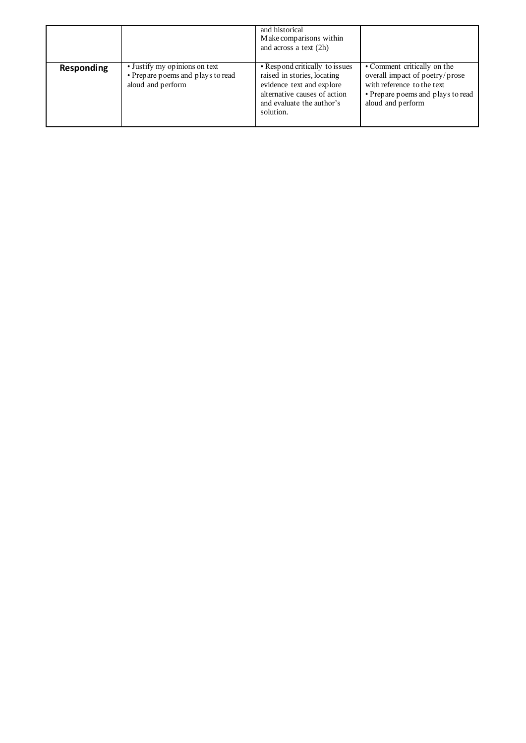| | | | |
|---|---|---|---|
| | | and historical<br>Make comparisons within and across a text (2h) | |
| **Responding** | • Justify my opinions on text<br>• Prepare poems and plays to read aloud and perform | • Respond critically to issues raised in stories, locating evidence text and explore alternative causes of action and evaluate the author's solution. | • Comment critically on the overall impact of poetry/prose with reference to the text<br>• Prepare poems and plays to read aloud and perform |